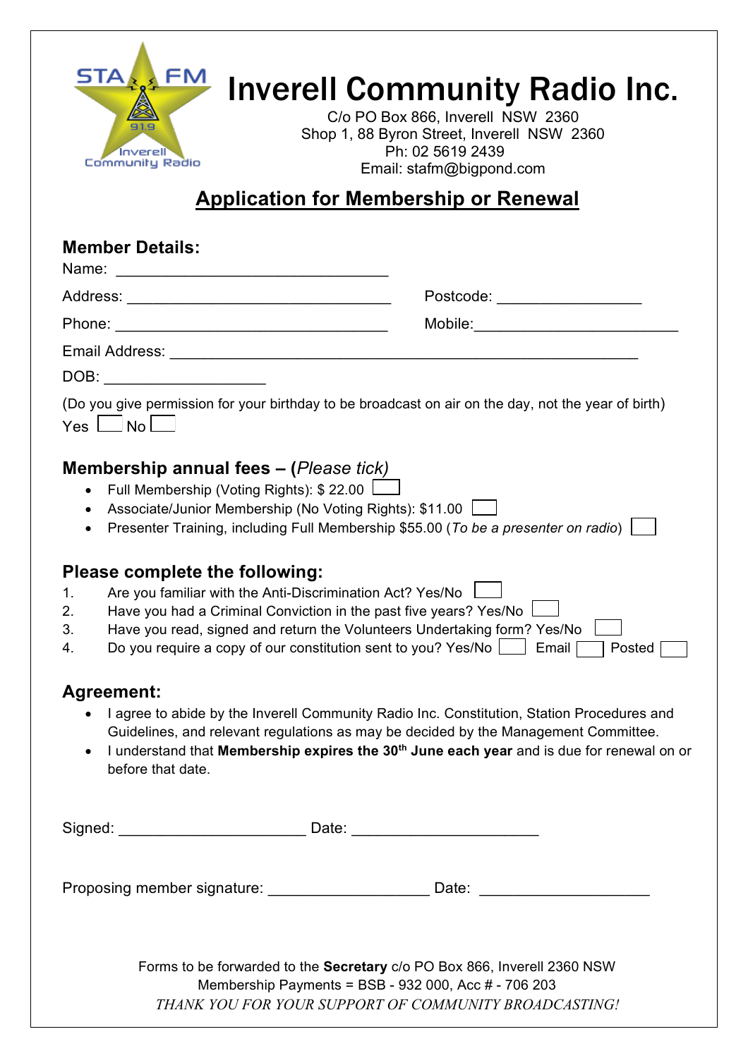STA FM 91.9 Inverell Community Radio

# Inverell Community Radio Inc.

C/o PO Box 866, Inverell NSW 2360
Shop 1, 88 Byron Street, Inverell NSW 2360
Ph: 02 5619 2439
Email: stafm@bigpond.com

## Application for Membership or Renewal

### Member Details:

Name: ________________________________

Address: ________________________________ Postcode: _________________

Phone: ________________________________ Mobile: ________________________

Email Address: ________________________________________________________

DOB: ___________________

(Do you give permission for your birthday to be broadcast on air on the day, not the year of birth)

Yes ☐ No ☐

### Membership annual fees – (*Please tick*)

- Full Membership (Voting Rights): $ 22.00 ☐
- Associate/Junior Membership (No Voting Rights): $11.00 ☐
- Presenter Training, including Full Membership $55.00 (*To be a presenter on radio*) ☐

### Please complete the following:

1. Are you familiar with the Anti-Discrimination Act? Yes/No ☐
2. Have you had a Criminal Conviction in the past five years? Yes/No ☐
3. Have you read, signed and return the Volunteers Undertaking form? Yes/No ☐
4. Do you require a copy of our constitution sent to you? Yes/No ☐ Email ☐ Posted ☐

### Agreement:

- I agree to abide by the Inverell Community Radio Inc. Constitution, Station Procedures and Guidelines, and relevant regulations as may be decided by the Management Committee.
- I understand that **Membership expires the 30th June each year** and is due for renewal on or before that date.

Signed: ______________________ Date: ______________________

Proposing member signature: ___________________ Date: ____________________

Forms to be forwarded to the **Secretary** c/o PO Box 866, Inverell 2360 NSW
Membership Payments = BSB - 932 000, Acc # - 706 203

*THANK YOU FOR YOUR SUPPORT OF COMMUNITY BROADCASTING!*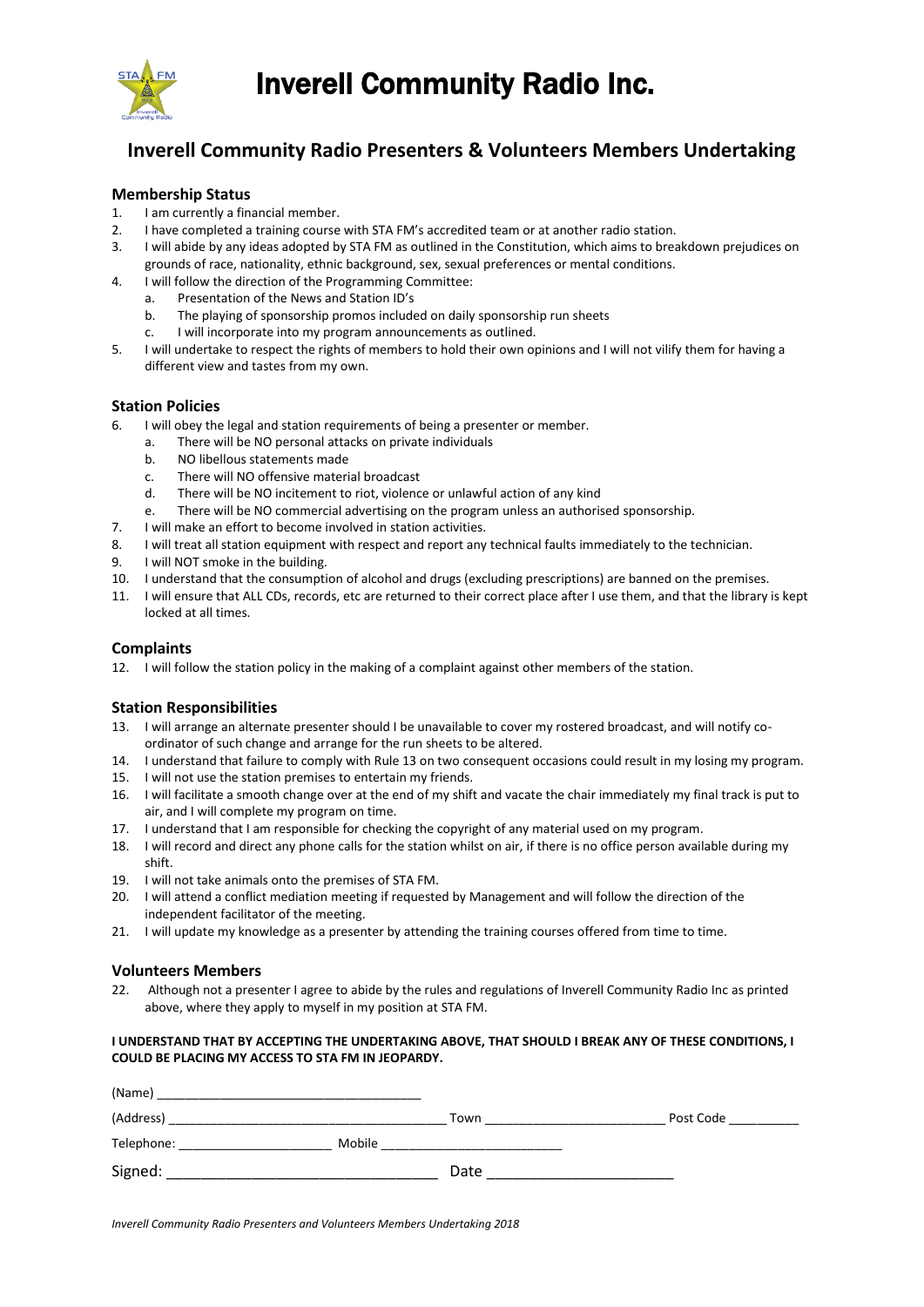# Inverell Community Radio Inc.

## Inverell Community Radio Presenters & Volunteers Members Undertaking

### Membership Status

1. I am currently a financial member.
2. I have completed a training course with STA FM's accredited team or at another radio station.
3. I will abide by any ideas adopted by STA FM as outlined in the Constitution, which aims to breakdown prejudices on grounds of race, nationality, ethnic background, sex, sexual preferences or mental conditions.
4. I will follow the direction of the Programming Committee:
   a. Presentation of the News and Station ID's
   b. The playing of sponsorship promos included on daily sponsorship run sheets
   c. I will incorporate into my program announcements as outlined.
5. I will undertake to respect the rights of members to hold their own opinions and I will not vilify them for having a different view and tastes from my own.

### Station Policies

6. I will obey the legal and station requirements of being a presenter or member.
   a. There will be NO personal attacks on private individuals
   b. NO libellous statements made
   c. There will NO offensive material broadcast
   d. There will be NO incitement to riot, violence or unlawful action of any kind
   e. There will be NO commercial advertising on the program unless an authorised sponsorship.
7. I will make an effort to become involved in station activities.
8. I will treat all station equipment with respect and report any technical faults immediately to the technician.
9. I will NOT smoke in the building.
10. I understand that the consumption of alcohol and drugs (excluding prescriptions) are banned on the premises.
11. I will ensure that ALL CDs, records, etc are returned to their correct place after I use them, and that the library is kept locked at all times.

### Complaints

12. I will follow the station policy in the making of a complaint against other members of the station.

### Station Responsibilities

13. I will arrange an alternate presenter should I be unavailable to cover my rostered broadcast, and will notify co-ordinator of such change and arrange for the run sheets to be altered.
14. I understand that failure to comply with Rule 13 on two consequent occasions could result in my losing my program.
15. I will not use the station premises to entertain my friends.
16. I will facilitate a smooth change over at the end of my shift and vacate the chair immediately my final track is put to air, and I will complete my program on time.
17. I understand that I am responsible for checking the copyright of any material used on my program.
18. I will record and direct any phone calls for the station whilst on air, if there is no office person available during my shift.
19. I will not take animals onto the premises of STA FM.
20. I will attend a conflict mediation meeting if requested by Management and will follow the direction of the independent facilitator of the meeting.
21. I will update my knowledge as a presenter by attending the training courses offered from time to time.

### Volunteers Members

22. Although not a presenter I agree to abide by the rules and regulations of Inverell Community Radio Inc as printed above, where they apply to myself in my position at STA FM.

**I UNDERSTAND THAT BY ACCEPTING THE UNDERTAKING ABOVE, THAT SHOULD I BREAK ANY OF THESE CONDITIONS, I COULD BE PLACING MY ACCESS TO STA FM IN JEOPARDY.**

(Name) ______________________________________

(Address) ________________________________________ Town __________________________ Post Code __________

Telephone: ______________________ Mobile __________________________

Signed: ________________________________ Date ______________________

*Inverell Community Radio Presenters and Volunteers Members Undertaking 2018*